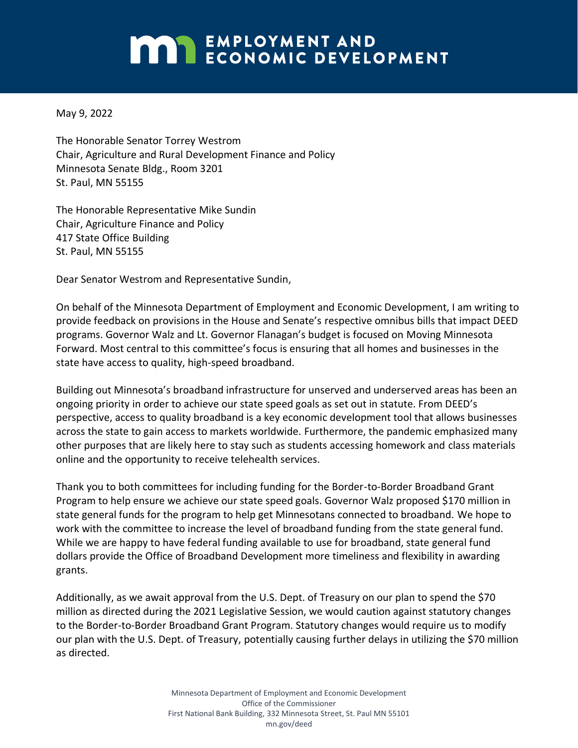# EMPLOYMENT AND ECONOMIC DEVELOPMENT

May 9, 2022

The Honorable Senator Torrey Westrom
Chair, Agriculture and Rural Development Finance and Policy
Minnesota Senate Bldg., Room 3201
St. Paul, MN 55155

The Honorable Representative Mike Sundin
Chair, Agriculture Finance and Policy
417 State Office Building
St. Paul, MN 55155

Dear Senator Westrom and Representative Sundin,

On behalf of the Minnesota Department of Employment and Economic Development, I am writing to provide feedback on provisions in the House and Senate's respective omnibus bills that impact DEED programs. Governor Walz and Lt. Governor Flanagan's budget is focused on Moving Minnesota Forward. Most central to this committee's focus is ensuring that all homes and businesses in the state have access to quality, high-speed broadband.

Building out Minnesota's broadband infrastructure for unserved and underserved areas has been an ongoing priority in order to achieve our state speed goals as set out in statute. From DEED's perspective, access to quality broadband is a key economic development tool that allows businesses across the state to gain access to markets worldwide. Furthermore, the pandemic emphasized many other purposes that are likely here to stay such as students accessing homework and class materials online and the opportunity to receive telehealth services.

Thank you to both committees for including funding for the Border-to-Border Broadband Grant Program to help ensure we achieve our state speed goals. Governor Walz proposed $170 million in state general funds for the program to help get Minnesotans connected to broadband. We hope to work with the committee to increase the level of broadband funding from the state general fund. While we are happy to have federal funding available to use for broadband, state general fund dollars provide the Office of Broadband Development more timeliness and flexibility in awarding grants.

Additionally, as we await approval from the U.S. Dept. of Treasury on our plan to spend the $70 million as directed during the 2021 Legislative Session, we would caution against statutory changes to the Border-to-Border Broadband Grant Program. Statutory changes would require us to modify our plan with the U.S. Dept. of Treasury, potentially causing further delays in utilizing the $70 million as directed.

Minnesota Department of Employment and Economic Development
Office of the Commissioner
First National Bank Building, 332 Minnesota Street, St. Paul MN 55101
mn.gov/deed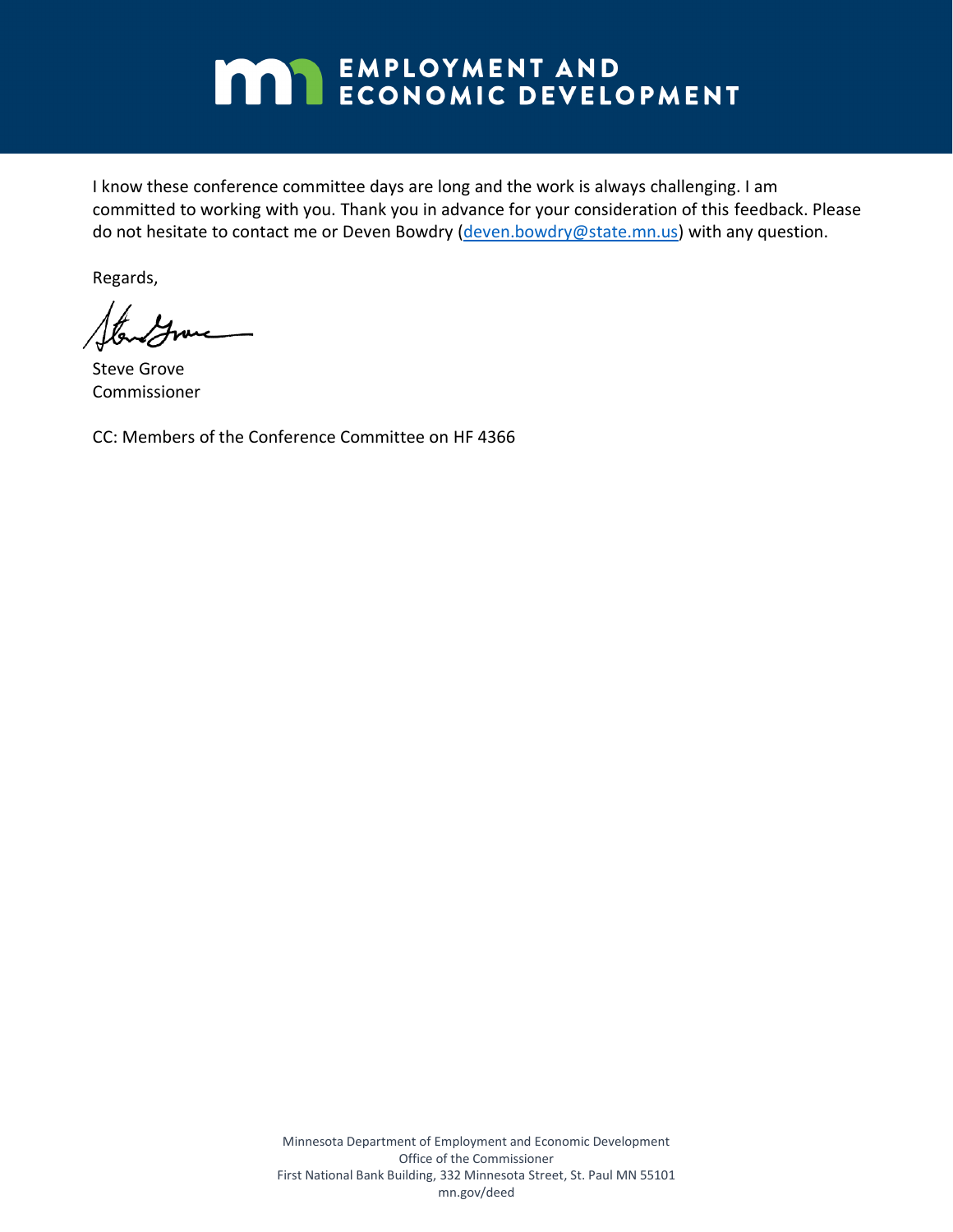I know these conference committee days are long and the work is always challenging. I am committed to working with you. Thank you in advance for your consideration of this feedback. Please do not hesitate to contact me or Deven Bowdry (deven.bowdry@state.mn.us) with any question.

Regards,

Steve Grove
Commissioner

CC: Members of the Conference Committee on HF 4366